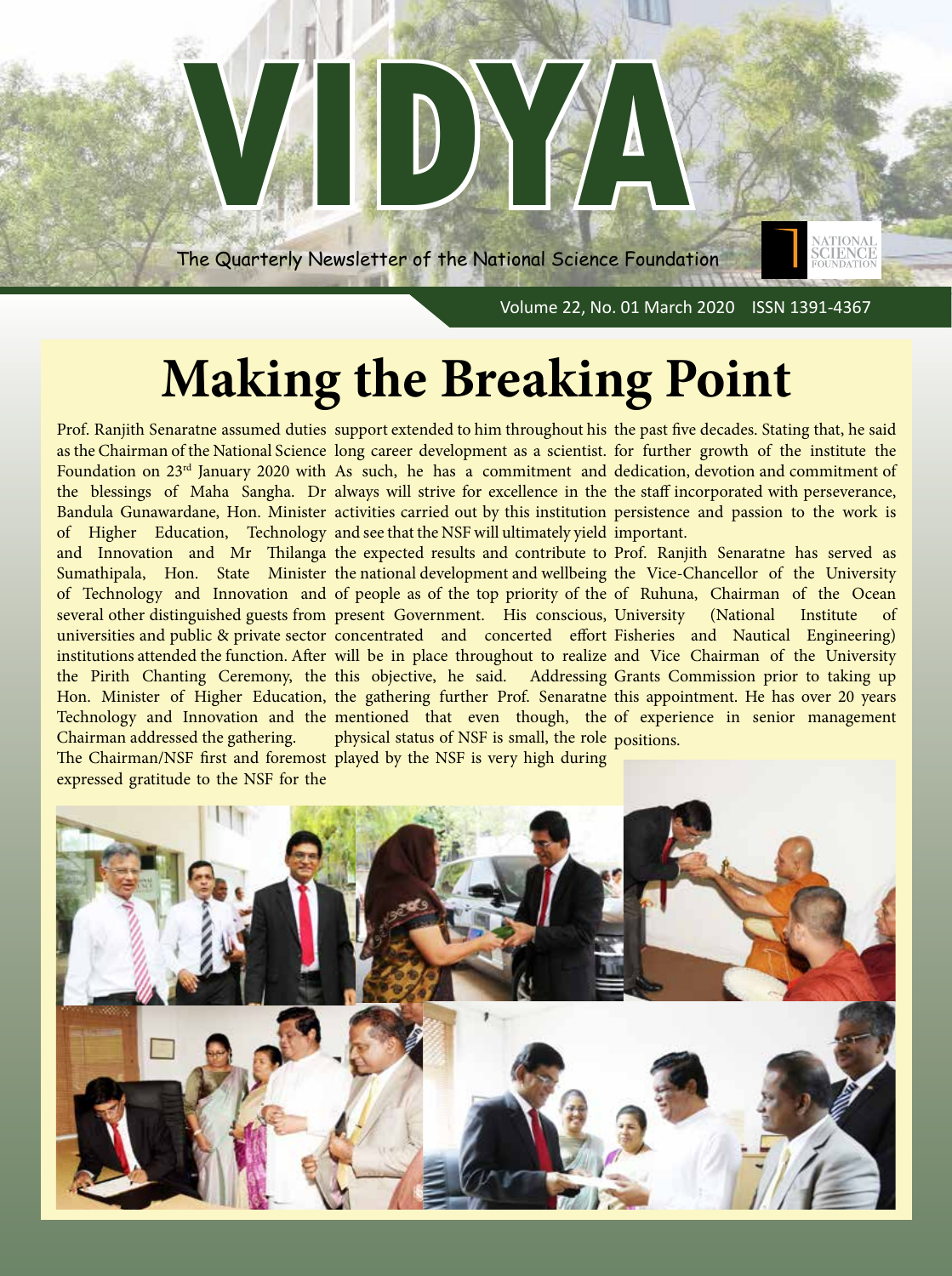# VIDYA

The Quarterly Newsletter of the National Science Foundation

Volume 22, No. 01 March 2020 ISSN 1391-4367

# Making the Breaking Point

Prof. Ranjith Senaratne assumed duties as the Chairman of the National Science Foundation on 23rd January 2020 with the blessings of Maha Sangha. Dr Bandula Gunawardane, Hon. Minister of Higher Education, Technology and Innovation and Mr Thilanga Sumathipala, Hon. State Minister of Technology and Innovation and several other distinguished guests from universities and public & private sector institutions attended the function. After the Pirith Chanting Ceremony, the Hon. Minister of Higher Education, Technology and Innovation and the Chairman addressed the gathering.

The Chairman/NSF first and foremost expressed gratitude to the NSF for the support extended to him throughout his long career development as a scientist. As such, he has a commitment and always will strive for excellence in the activities carried out by this institution and see that the NSF will ultimately yield the expected results and contribute to the national development and wellbeing of people as of the top priority of the present Government. His conscious, concentrated and concerted effort will be in place throughout to realize this objective, he said. Addressing the gathering further Prof. Senaratne mentioned that even though, the physical status of NSF is small, the role played by the NSF is very high during the past five decades. Stating that, he said for further growth of the institute the dedication, devotion and commitment of the staff incorporated with perseverance, persistence and passion to the work is important.

Prof. Ranjith Senaratne has served as the Vice-Chancellor of the University of Ruhuna, Chairman of the Ocean University (National Institute of Fisheries and Nautical Engineering) and Vice Chairman of the University Grants Commission prior to taking up this appointment. He has over 20 years of experience in senior management positions.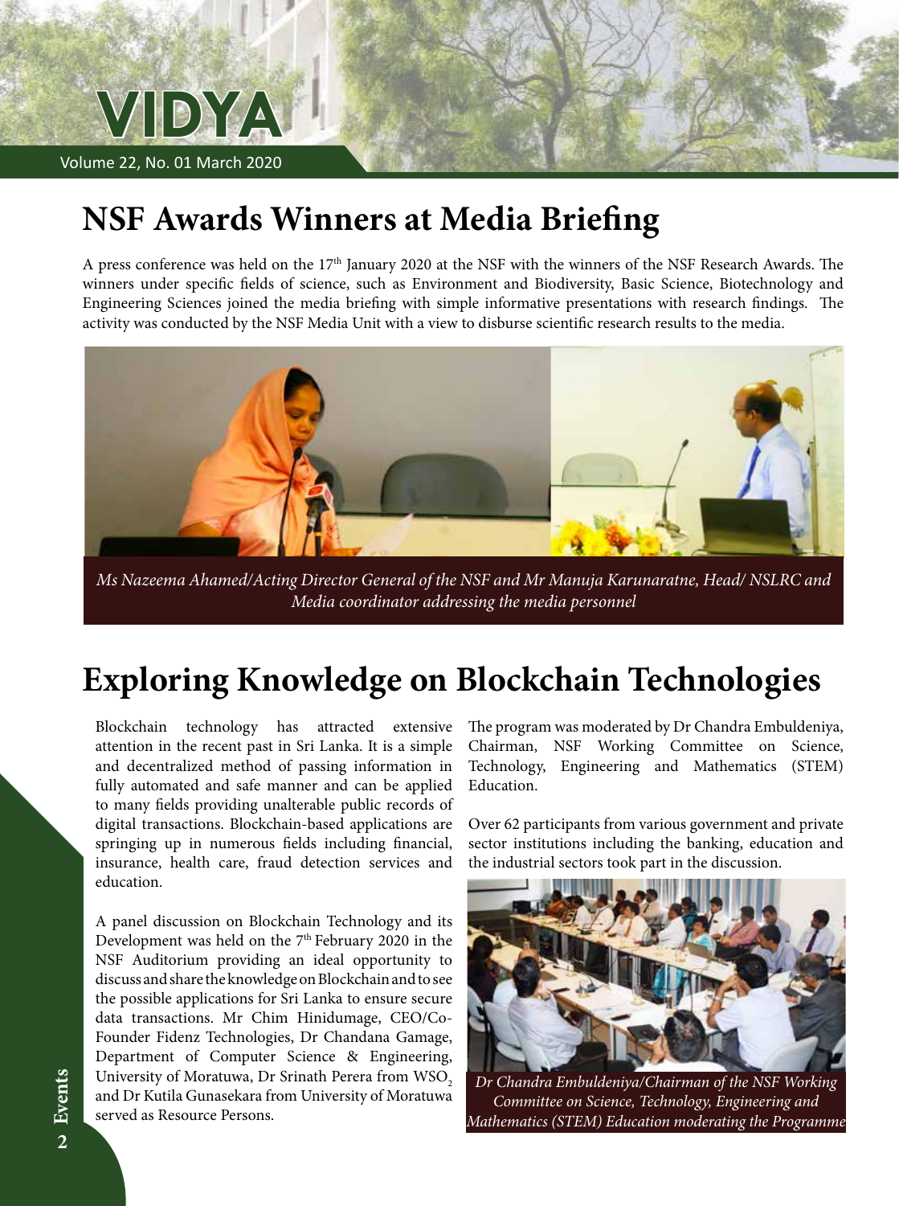# NSF Awards Winners at Media Briefing

A press conference was held on the 17th January 2020 at the NSF with the winners of the NSF Research Awards. The winners under specific fields of science, such as Environment and Biodiversity, Basic Science, Biotechnology and Engineering Sciences joined the media briefing with simple informative presentations with research findings. The activity was conducted by the NSF Media Unit with a view to disburse scientific research results to the media.

*Ms Nazeema Ahamed/Acting Director General of the NSF and Mr Manuja Karunaratne, Head/ NSLRC and Media coordinator addressing the media personnel*

# Exploring Knowledge on Blockchain Technologies

Blockchain technology has attracted extensive attention in the recent past in Sri Lanka. It is a simple and decentralized method of passing information in fully automated and safe manner and can be applied to many fields providing unalterable public records of digital transactions. Blockchain-based applications are springing up in numerous fields including financial, insurance, health care, fraud detection services and education.

A panel discussion on Blockchain Technology and its Development was held on the 7th February 2020 in the NSF Auditorium providing an ideal opportunity to discuss and share the knowledge on Blockchain and to see the possible applications for Sri Lanka to ensure secure data transactions. Mr Chim Hinidumage, CEO/Co-Founder Fidenz Technologies, Dr Chandana Gamage, Department of Computer Science & Engineering, University of Moratuwa, Dr Srinath Perera from $WSO_2$ and Dr Kutila Gunasekara from University of Moratuwa served as Resource Persons.

The program was moderated by Dr Chandra Embuldeniya, Chairman, NSF Working Committee on Science, Technology, Engineering and Mathematics (STEM) Education.

Over 62 participants from various government and private sector institutions including the banking, education and the industrial sectors took part in the discussion.

*Dr Chandra Embuldeniya/Chairman of the NSF Working Committee on Science, Technology, Engineering and Mathematics (STEM) Education moderating the Programme*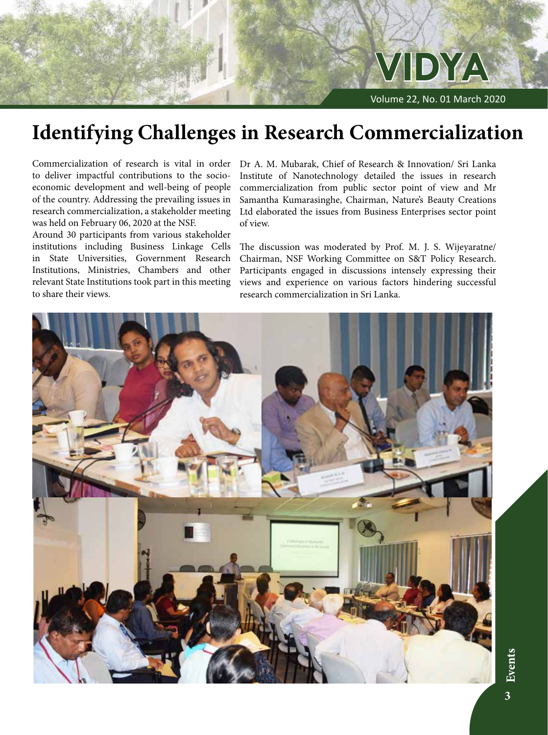# Identifying Challenges in Research Commercialization

Commercialization of research is vital in order to deliver impactful contributions to the socio-economic development and well-being of people of the country. Addressing the prevailing issues in research commercialization, a stakeholder meeting was held on February 06, 2020 at the NSF.

Around 30 participants from various stakeholder institutions including Business Linkage Cells in State Universities, Government Research Institutions, Ministries, Chambers and other relevant State Institutions took part in this meeting to share their views.

Dr A. M. Mubarak, Chief of Research & Innovation/ Sri Lanka Institute of Nanotechnology detailed the issues in research commercialization from public sector point of view and Mr Samantha Kumarasinghe, Chairman, Nature's Beauty Creations Ltd elaborated the issues from Business Enterprises sector point of view.

The discussion was moderated by Prof. M. J. S. Wijeyaratne/ Chairman, NSF Working Committee on S&T Policy Research. Participants engaged in discussions intensely expressing their views and experience on various factors hindering successful research commercialization in Sri Lanka.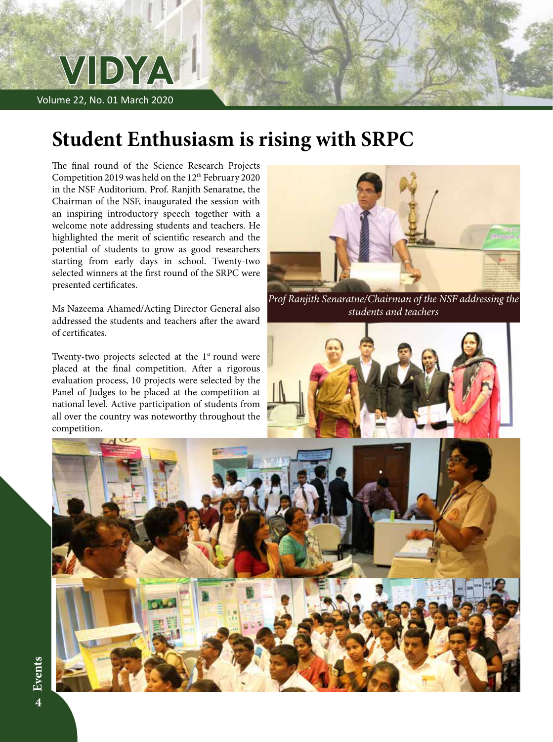# Student Enthusiasm is rising with SRPC

The final round of the Science Research Projects Competition 2019 was held on the 12th February 2020 in the NSF Auditorium. Prof. Ranjith Senaratne, the Chairman of the NSF, inaugurated the session with an inspiring introductory speech together with a welcome note addressing students and teachers. He highlighted the merit of scientific research and the potential of students to grow as good researchers starting from early days in school. Twenty-two selected winners at the first round of the SRPC were presented certificates.

Ms Nazeema Ahamed/Acting Director General also addressed the students and teachers after the award of certificates.

Twenty-two projects selected at the 1st round were placed at the final competition. After a rigorous evaluation process, 10 projects were selected by the Panel of Judges to be placed at the competition at national level. Active participation of students from all over the country was noteworthy throughout the competition.

*Prof Ranjith Senaratne/Chairman of the NSF addressing the students and teachers*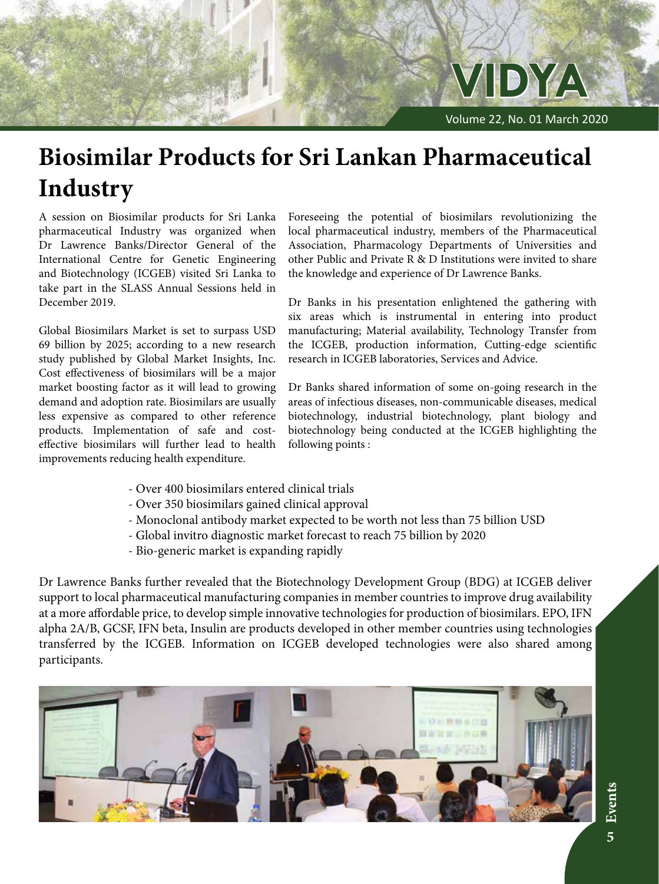# Biosimilar Products for Sri Lankan Pharmaceutical Industry

A session on Biosimilar products for Sri Lanka pharmaceutical Industry was organized when Dr Lawrence Banks/Director General of the International Centre for Genetic Engineering and Biotechnology (ICGEB) visited Sri Lanka to take part in the SLASS Annual Sessions held in December 2019.

Global Biosimilars Market is set to surpass USD 69 billion by 2025; according to a new research study published by Global Market Insights, Inc. Cost effectiveness of biosimilars will be a major market boosting factor as it will lead to growing demand and adoption rate. Biosimilars are usually less expensive as compared to other reference products. Implementation of safe and cost-effective biosimilars will further lead to health improvements reducing health expenditure.

Foreseeing the potential of biosimilars revolutionizing the local pharmaceutical industry, members of the Pharmaceutical Association, Pharmacology Departments of Universities and other Public and Private R & D Institutions were invited to share the knowledge and experience of Dr Lawrence Banks.

Dr Banks in his presentation enlightened the gathering with six areas which is instrumental in entering into product manufacturing; Material availability, Technology Transfer from the ICGEB, production information, Cutting-edge scientific research in ICGEB laboratories, Services and Advice.

Dr Banks shared information of some on-going research in the areas of infectious diseases, non-communicable diseases, medical biotechnology, industrial biotechnology, plant biology and biotechnology being conducted at the ICGEB highlighting the following points :

- Over 400 biosimilars entered clinical trials
- Over 350 biosimilars gained clinical approval
- Monoclonal antibody market expected to be worth not less than 75 billion USD
- Global invitro diagnostic market forecast to reach 75 billion by 2020
- Bio-generic market is expanding rapidly

Dr Lawrence Banks further revealed that the Biotechnology Development Group (BDG) at ICGEB deliver support to local pharmaceutical manufacturing companies in member countries to improve drug availability at a more affordable price, to develop simple innovative technologies for production of biosimilars. EPO, IFN alpha 2A/B, GCSF, IFN beta, Insulin are products developed in other member countries using technologies transferred by the ICGEB. Information on ICGEB developed technologies were also shared among participants.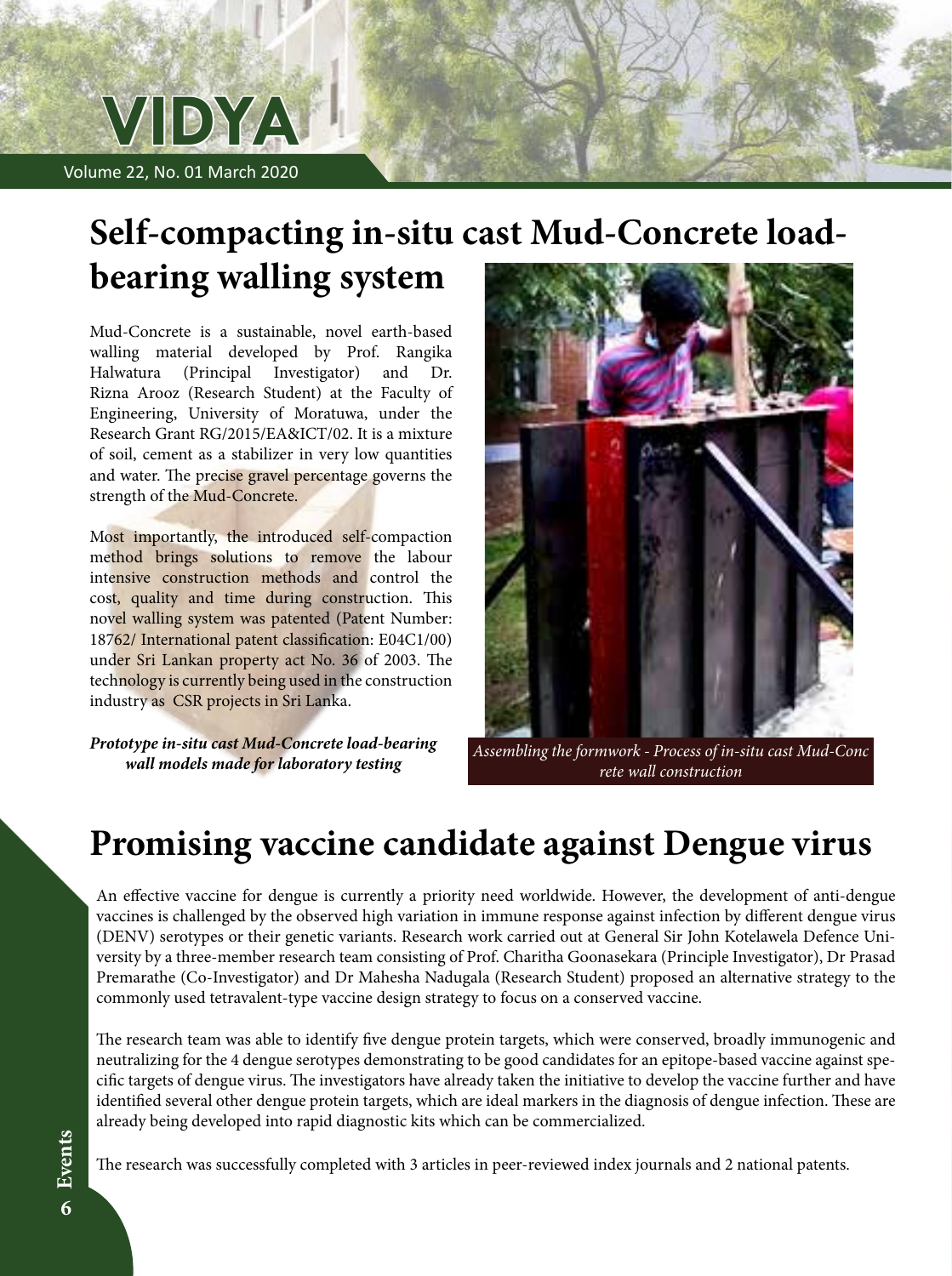# Self-compacting in-situ cast Mud-Concrete load-bearing walling system

Mud-Concrete is a sustainable, novel earth-based walling material developed by Prof. Rangika Halwatura (Principal Investigator) and Dr. Rizna Arooz (Research Student) at the Faculty of Engineering, University of Moratuwa, under the Research Grant RG/2015/EA&ICT/02. It is a mixture of soil, cement as a stabilizer in very low quantities and water. The precise gravel percentage governs the strength of the Mud-Concrete.

Most importantly, the introduced self-compaction method brings solutions to remove the labour intensive construction methods and control the cost, quality and time during construction. This novel walling system was patented (Patent Number: 18762/ International patent classification: E04C1/00) under Sri Lankan property act No. 36 of 2003. The technology is currently being used in the construction industry as CSR projects in Sri Lanka.

***Prototype in-situ cast Mud-Concrete load-bearing wall models made for laboratory testing***

*Assembling the formwork - Process of in-situ cast Mud-Concrete wall construction*

# Promising vaccine candidate against Dengue virus

An effective vaccine for dengue is currently a priority need worldwide. However, the development of anti-dengue vaccines is challenged by the observed high variation in immune response against infection by different dengue virus (DENV) serotypes or their genetic variants. Research work carried out at General Sir John Kotelawela Defence University by a three-member research team consisting of Prof. Charitha Goonasekara (Principle Investigator), Dr Prasad Premarathe (Co-Investigator) and Dr Mahesha Nadugala (Research Student) proposed an alternative strategy to the commonly used tetravalent-type vaccine design strategy to focus on a conserved vaccine.

The research team was able to identify five dengue protein targets, which were conserved, broadly immunogenic and neutralizing for the 4 dengue serotypes demonstrating to be good candidates for an epitope-based vaccine against specific targets of dengue virus. The investigators have already taken the initiative to develop the vaccine further and have identified several other dengue protein targets, which are ideal markers in the diagnosis of dengue infection. These are already being developed into rapid diagnostic kits which can be commercialized.

The research was successfully completed with 3 articles in peer-reviewed index journals and 2 national patents.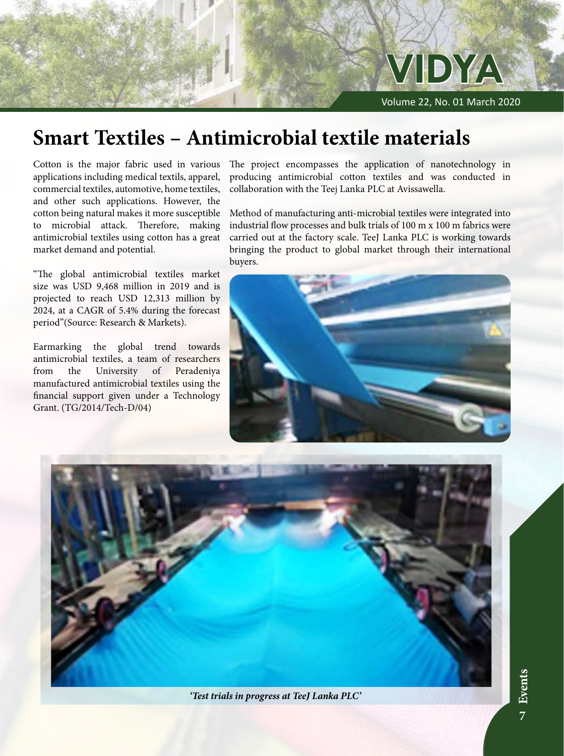# Smart Textiles – Antimicrobial textile materials

Cotton is the major fabric used in various applications including medical textils, apparel, commercial textiles, automotive, home textiles, and other such applications. However, the cotton being natural makes it more susceptible to microbial attack. Therefore, making antimicrobial textiles using cotton has a great market demand and potential.

"The global antimicrobial textiles market size was USD 9,468 million in 2019 and is projected to reach USD 12,313 million by 2024, at a CAGR of 5.4% during the forecast period"(Source: Research & Markets).

Earmarking the global trend towards antimicrobial textiles, a team of researchers from the University of Peradeniya manufactured antimicrobial textiles using the financial support given under a Technology Grant. (TG/2014/Tech-D/04)

The project encompasses the application of nanotechnology in producing antimicrobial cotton textiles and was conducted in collaboration with the Teej Lanka PLC at Avissawella.

Method of manufacturing anti-microbial textiles were integrated into industrial flow processes and bulk trials of 100 m x 100 m fabrics were carried out at the factory scale. TeeJ Lanka PLC is working towards bringing the product to global market through their international buyers.

*'Test trials in progress at TeeJ Lanka PLC'*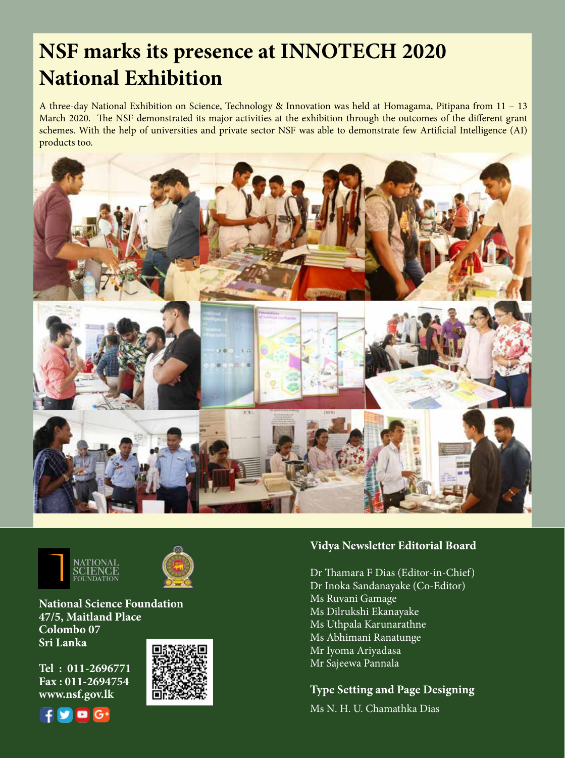# NSF marks its presence at INNOTECH 2020 National Exhibition

A three-day National Exhibition on Science, Technology & Innovation was held at Homagama, Pitipana from 11 – 13 March 2020. The NSF demonstrated its major activities at the exhibition through the outcomes of the different grant schemes. With the help of universities and private sector NSF was able to demonstrate few Artificial Intelligence (AI) products too.

NATIONAL SCIENCE FOUNDATION

**National Science Foundation**
**47/5, Maitland Place**
**Colombo 07**
**Sri Lanka**

**Tel : 011-2696771**
**Fax : 011-2694754**
**www.nsf.gov.lk**

### Vidya Newsletter Editorial Board

Dr Thamara F Dias (Editor-in-Chief)
Dr Inoka Sandanayake (Co-Editor)
Ms Ruvani Gamage
Ms Dilrukshi Ekanayake
Ms Uthpala Karunarathne
Ms Abhimani Ranatunge
Mr Iyoma Ariyadasa
Mr Sajeewa Pannala

### Type Setting and Page Designing

Ms N. H. U. Chamathka Dias